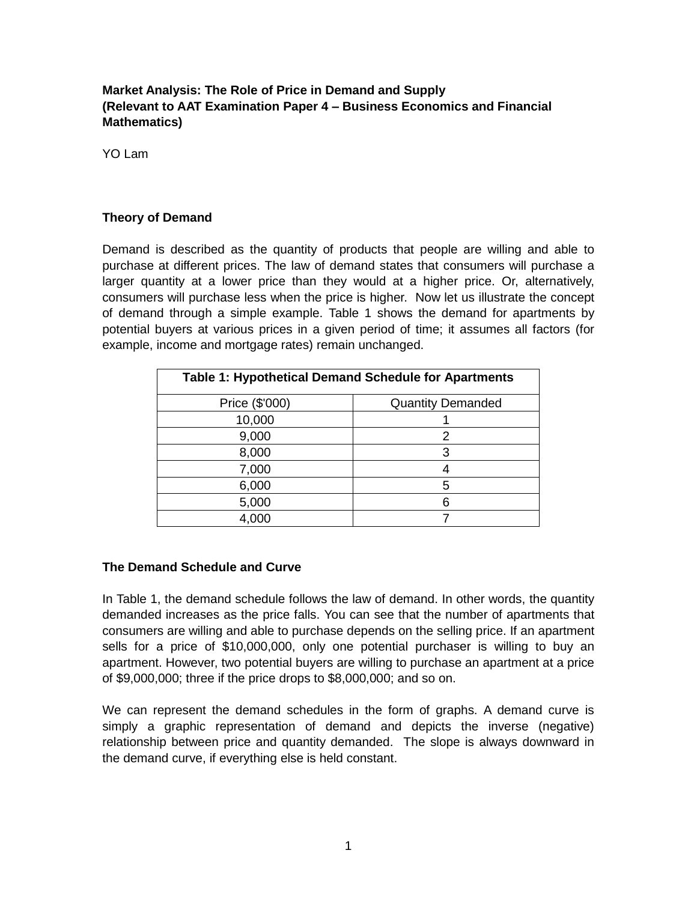**Market Analysis: The Role of Price in Demand and Supply**
**(Relevant to AAT Examination Paper 4 – Business Economics and Financial Mathematics)**

YO Lam

## Theory of Demand

Demand is described as the quantity of products that people are willing and able to purchase at different prices. The law of demand states that consumers will purchase a larger quantity at a lower price than they would at a higher price. Or, alternatively, consumers will purchase less when the price is higher. Now let us illustrate the concept of demand through a simple example. Table 1 shows the demand for apartments by potential buyers at various prices in a given period of time; it assumes all factors (for example, income and mortgage rates) remain unchanged.

| **Table 1: Hypothetical Demand Schedule for Apartments** | |
|---|---|
| Price ($'000) | Quantity Demanded |
| 10,000 | 1 |
| 9,000 | 2 |
| 8,000 | 3 |
| 7,000 | 4 |
| 6,000 | 5 |
| 5,000 | 6 |
| 4,000 | 7 |

## The Demand Schedule and Curve

In Table 1, the demand schedule follows the law of demand. In other words, the quantity demanded increases as the price falls. You can see that the number of apartments that consumers are willing and able to purchase depends on the selling price. If an apartment sells for a price of $10,000,000, only one potential purchaser is willing to buy an apartment. However, two potential buyers are willing to purchase an apartment at a price of $9,000,000; three if the price drops to $8,000,000; and so on.

We can represent the demand schedules in the form of graphs. A demand curve is simply a graphic representation of demand and depicts the inverse (negative) relationship between price and quantity demanded. The slope is always downward in the demand curve, if everything else is held constant.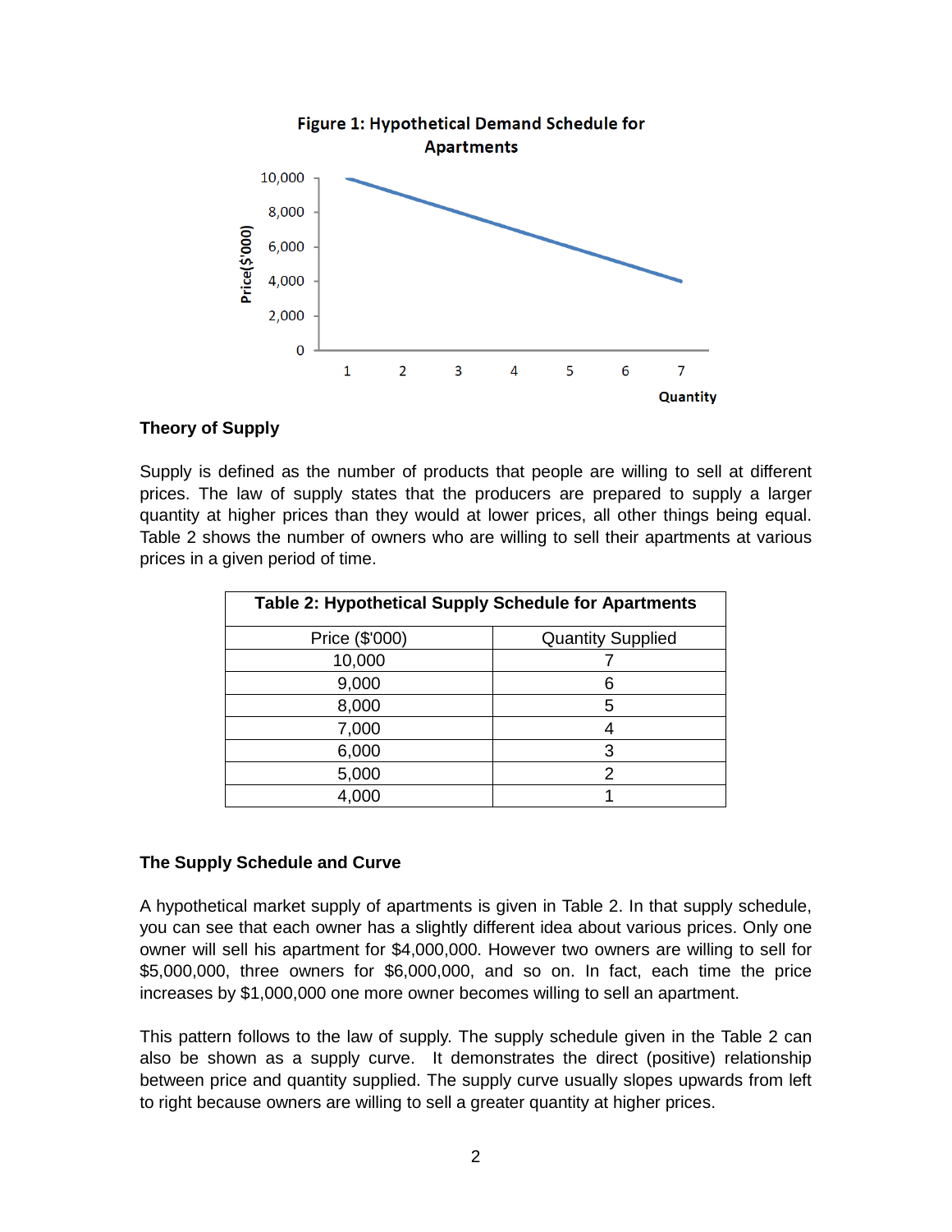**Figure 1: Hypothetical Demand Schedule for Apartments**

### Theory of Supply

Supply is defined as the number of products that people are willing to sell at different prices. The law of supply states that the producers are prepared to supply a larger quantity at higher prices than they would at lower prices, all other things being equal. Table 2 shows the number of owners who are willing to sell their apartments at various prices in a given period of time.

**Table 2: Hypothetical Supply Schedule for Apartments**

| Price ($'000) | Quantity Supplied |
|---|---|
| 10,000 | 7 |
| 9,000 | 6 |
| 8,000 | 5 |
| 7,000 | 4 |
| 6,000 | 3 |
| 5,000 | 2 |
| 4,000 | 1 |

### The Supply Schedule and Curve

A hypothetical market supply of apartments is given in Table 2. In that supply schedule, you can see that each owner has a slightly different idea about various prices. Only one owner will sell his apartment for $4,000,000. However two owners are willing to sell for $5,000,000, three owners for $6,000,000, and so on. In fact, each time the price increases by $1,000,000 one more owner becomes willing to sell an apartment.

This pattern follows to the law of supply. The supply schedule given in the Table 2 can also be shown as a supply curve. It demonstrates the direct (positive) relationship between price and quantity supplied. The supply curve usually slopes upwards from left to right because owners are willing to sell a greater quantity at higher prices.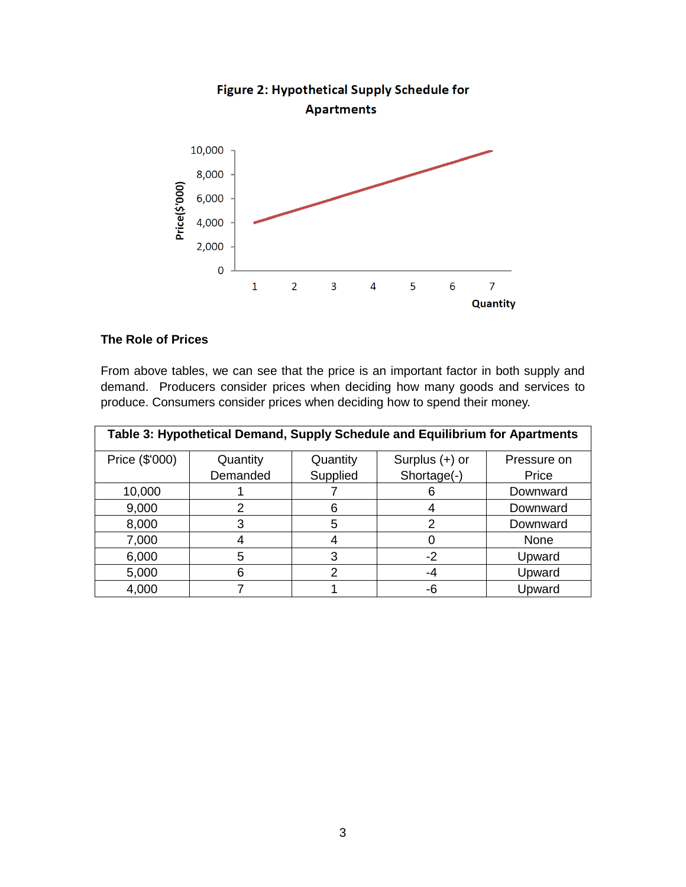**Figure 2: Hypothetical Supply Schedule for Apartments**

### The Role of Prices

From above tables, we can see that the price is an important factor in both supply and demand. Producers consider prices when deciding how many goods and services to produce. Consumers consider prices when deciding how to spend their money.

**Table 3: Hypothetical Demand, Supply Schedule and Equilibrium for Apartments**

| Price ($'000) | Quantity Demanded | Quantity Supplied | Surplus (+) or Shortage(-) | Pressure on Price |
|---|---|---|---|---|
| 10,000 | 1 | 7 | 6 | Downward |
| 9,000 | 2 | 6 | 4 | Downward |
| 8,000 | 3 | 5 | 2 | Downward |
| 7,000 | 4 | 4 | 0 | None |
| 6,000 | 5 | 3 | -2 | Upward |
| 5,000 | 6 | 2 | -4 | Upward |
| 4,000 | 7 | 1 | -6 | Upward |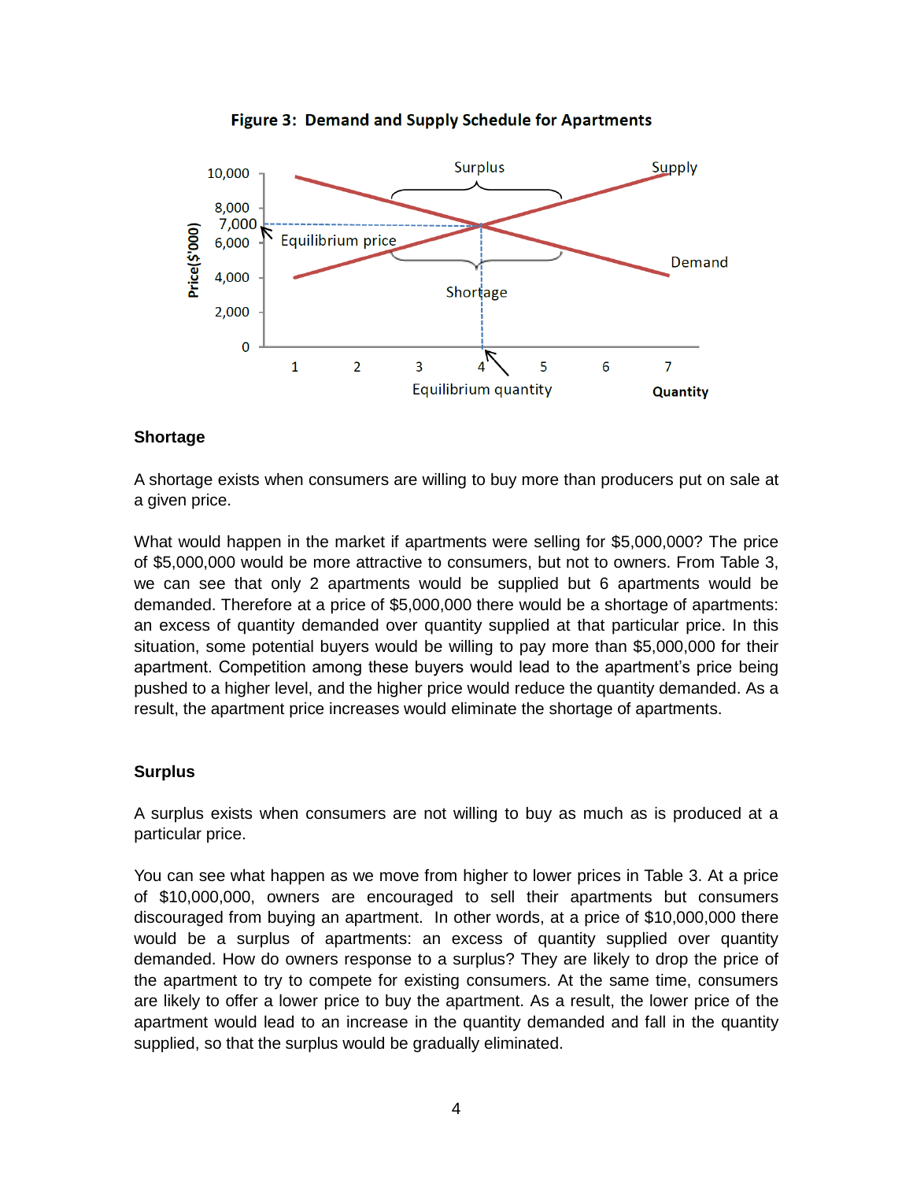**Figure 3: Demand and Supply Schedule for Apartments**

**Shortage**

A shortage exists when consumers are willing to buy more than producers put on sale at a given price.

What would happen in the market if apartments were selling for $5,000,000? The price of $5,000,000 would be more attractive to consumers, but not to owners. From Table 3, we can see that only 2 apartments would be supplied but 6 apartments would be demanded. Therefore at a price of $5,000,000 there would be a shortage of apartments: an excess of quantity demanded over quantity supplied at that particular price. In this situation, some potential buyers would be willing to pay more than $5,000,000 for their apartment. Competition among these buyers would lead to the apartment's price being pushed to a higher level, and the higher price would reduce the quantity demanded. As a result, the apartment price increases would eliminate the shortage of apartments.

**Surplus**

A surplus exists when consumers are not willing to buy as much as is produced at a particular price.

You can see what happen as we move from higher to lower prices in Table 3. At a price of $10,000,000, owners are encouraged to sell their apartments but consumers discouraged from buying an apartment. In other words, at a price of $10,000,000 there would be a surplus of apartments: an excess of quantity supplied over quantity demanded. How do owners response to a surplus? They are likely to drop the price of the apartment to try to compete for existing consumers. At the same time, consumers are likely to offer a lower price to buy the apartment. As a result, the lower price of the apartment would lead to an increase in the quantity demanded and fall in the quantity supplied, so that the surplus would be gradually eliminated.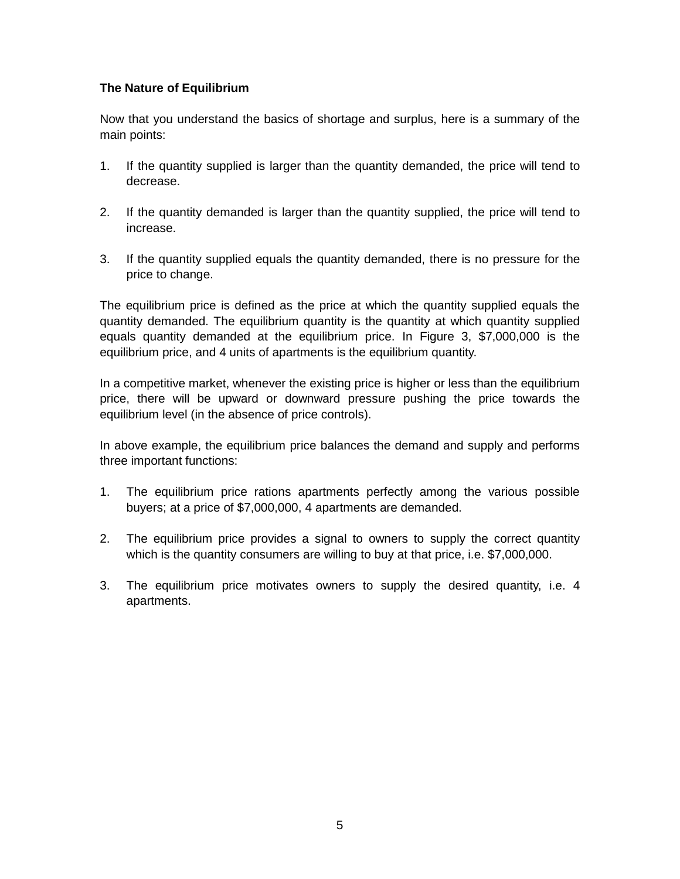**The Nature of Equilibrium**

Now that you understand the basics of shortage and surplus, here is a summary of the main points:

1. If the quantity supplied is larger than the quantity demanded, the price will tend to decrease.

2. If the quantity demanded is larger than the quantity supplied, the price will tend to increase.

3. If the quantity supplied equals the quantity demanded, there is no pressure for the price to change.

The equilibrium price is defined as the price at which the quantity supplied equals the quantity demanded. The equilibrium quantity is the quantity at which quantity supplied equals quantity demanded at the equilibrium price. In Figure 3, $7,000,000 is the equilibrium price, and 4 units of apartments is the equilibrium quantity.

In a competitive market, whenever the existing price is higher or less than the equilibrium price, there will be upward or downward pressure pushing the price towards the equilibrium level (in the absence of price controls).

In above example, the equilibrium price balances the demand and supply and performs three important functions:

1. The equilibrium price rations apartments perfectly among the various possible buyers; at a price of $7,000,000, 4 apartments are demanded.

2. The equilibrium price provides a signal to owners to supply the correct quantity which is the quantity consumers are willing to buy at that price, i.e. $7,000,000.

3. The equilibrium price motivates owners to supply the desired quantity, i.e. 4 apartments.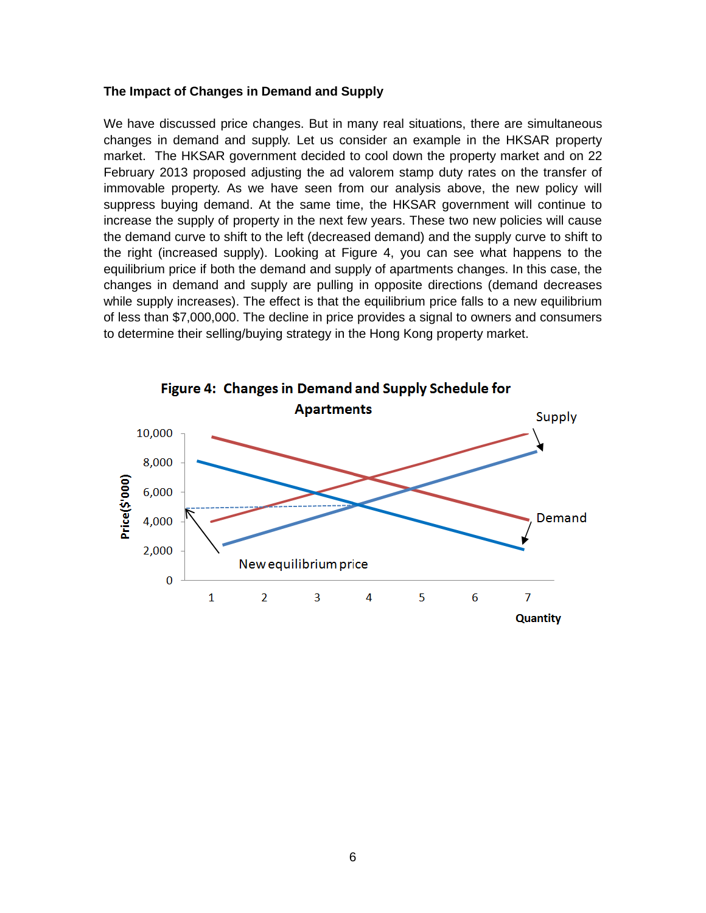**The Impact of Changes in Demand and Supply**

We have discussed price changes. But in many real situations, there are simultaneous changes in demand and supply. Let us consider an example in the HKSAR property market. The HKSAR government decided to cool down the property market and on 22 February 2013 proposed adjusting the ad valorem stamp duty rates on the transfer of immovable property. As we have seen from our analysis above, the new policy will suppress buying demand. At the same time, the HKSAR government will continue to increase the supply of property in the next few years. These two new policies will cause the demand curve to shift to the left (decreased demand) and the supply curve to shift to the right (increased supply). Looking at Figure 4, you can see what happens to the equilibrium price if both the demand and supply of apartments changes. In this case, the changes in demand and supply are pulling in opposite directions (demand decreases while supply increases). The effect is that the equilibrium price falls to a new equilibrium of less than $7,000,000. The decline in price provides a signal to owners and consumers to determine their selling/buying strategy in the Hong Kong property market.

**Figure 4: Changes in Demand and Supply Schedule for Apartments**

Supply

Demand

New equilibrium price

Price($'000)

10,000
8,000
6,000
4,000
2,000
0

1 2 3 4 5 6 7

Quantity